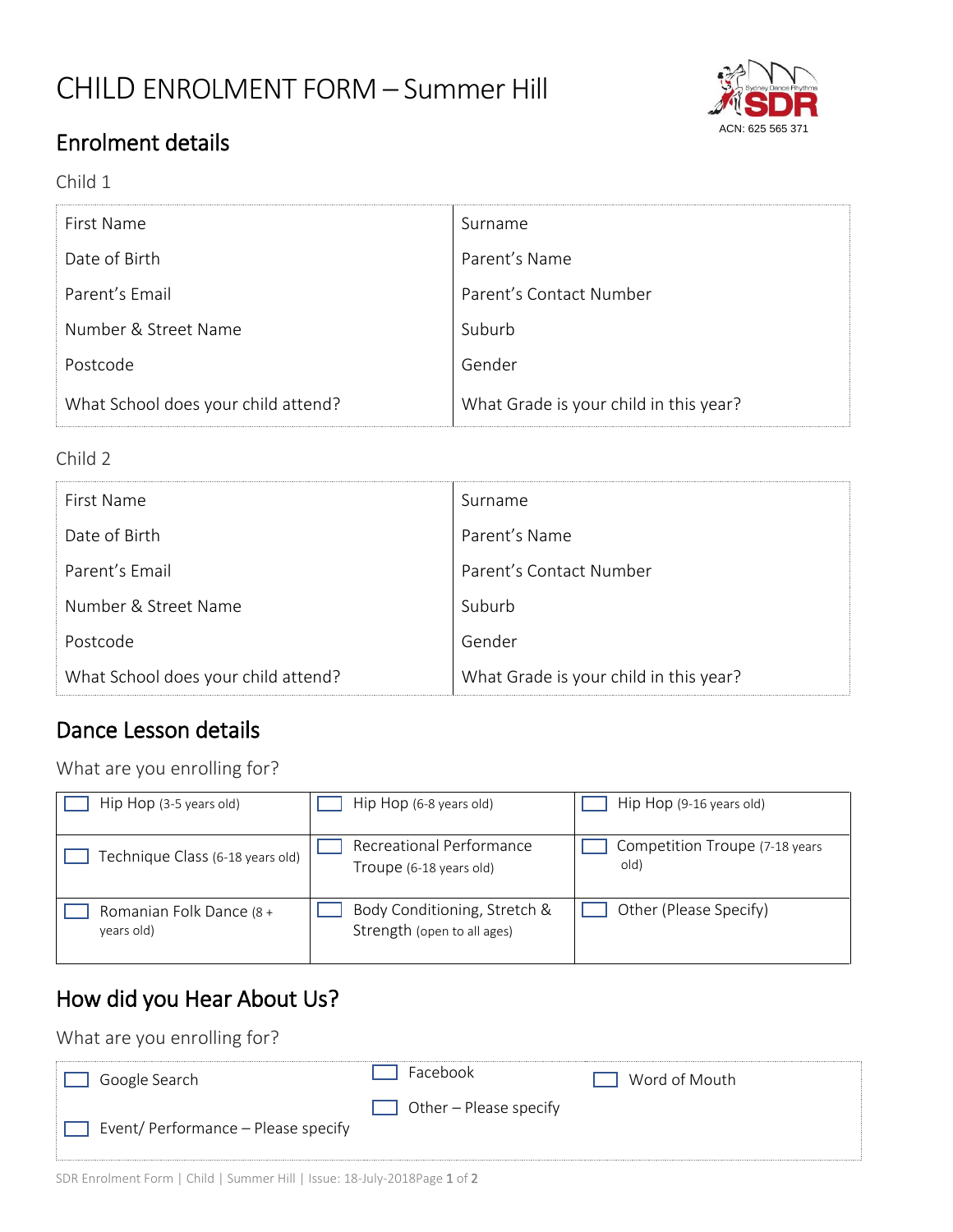# CHILD ENROLMENT FORM – Summer Hill

ACN: 625 565 371

## Enrolment details

Child 1

| First Name | Surname |
| --- | --- |
| Date of Birth | Parent's Name |
| Parent's Email | Parent's Contact Number |
| Number & Street Name | Suburb |
| Postcode | Gender |
| What School does your child attend? | What Grade is your child in this year? |

Child 2

| First Name | Surname |
| --- | --- |
| Date of Birth | Parent's Name |
| Parent's Email | Parent's Contact Number |
| Number & Street Name | Suburb |
| Postcode | Gender |
| What School does your child attend? | What Grade is your child in this year? |

## Dance Lesson details

What are you enrolling for?

| | | |
| --- | --- | --- |
| ☐ Hip Hop (3-5 years old) | ☐ Hip Hop (6-8 years old) | ☐ Hip Hop (9-16 years old) |
| ☐ Technique Class (6-18 years old) | ☐ Recreational Performance Troupe (6-18 years old) | ☐ Competition Troupe (7-18 years old) |
| ☐ Romanian Folk Dance (8 + years old) | ☐ Body Conditioning, Stretch & Strength (open to all ages) | ☐ Other (Please Specify) |

## How did you Hear About Us?

What are you enrolling for?

| | | |
| --- | --- | --- |
| ☐ Google Search | ☐ Facebook | ☐ Word of Mouth |
| ☐ Event/ Performance – Please specify | ☐ Other – Please specify | |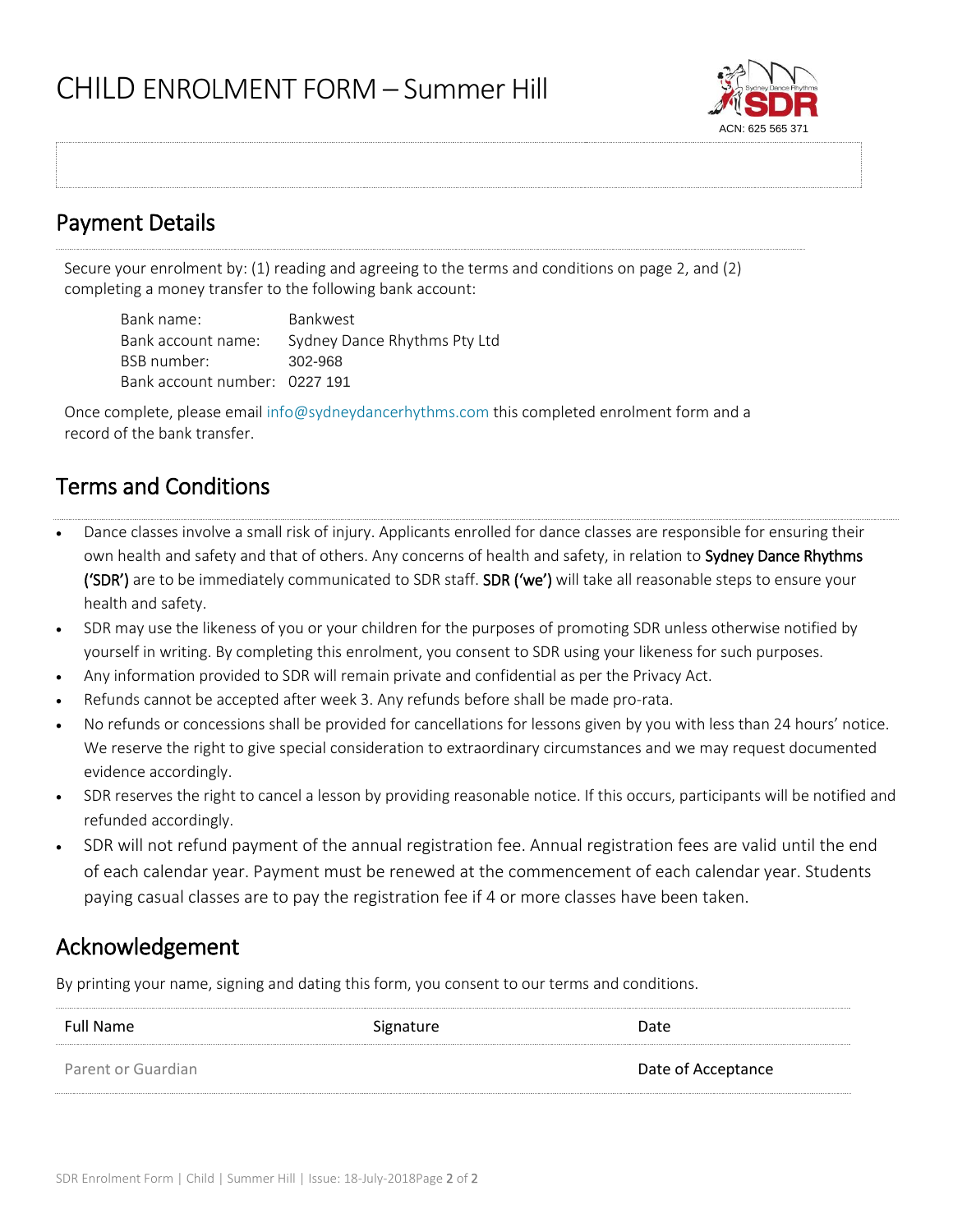# CHILD ENROLMENT FORM – Summer Hill

ACN: 625 565 371

## Payment Details

Secure your enrolment by: (1) reading and agreeing to the terms and conditions on page 2, and (2) completing a money transfer to the following bank account:

| | |
|---|---|
| Bank name: | Bankwest |
| Bank account name: | Sydney Dance Rhythms Pty Ltd |
| BSB number: | 302-968 |
| Bank account number: | 0227 191 |

Once complete, please email info@sydneydancerhythms.com this completed enrolment form and a record of the bank transfer.

## Terms and Conditions

- Dance classes involve a small risk of injury. Applicants enrolled for dance classes are responsible for ensuring their own health and safety and that of others. Any concerns of health and safety, in relation to **Sydney Dance Rhythms ('SDR')** are to be immediately communicated to SDR staff. **SDR ('we')** will take all reasonable steps to ensure your health and safety.
- SDR may use the likeness of you or your children for the purposes of promoting SDR unless otherwise notified by yourself in writing. By completing this enrolment, you consent to SDR using your likeness for such purposes.
- Any information provided to SDR will remain private and confidential as per the Privacy Act.
- Refunds cannot be accepted after week 3. Any refunds before shall be made pro-rata.
- No refunds or concessions shall be provided for cancellations for lessons given by you with less than 24 hours' notice. We reserve the right to give special consideration to extraordinary circumstances and we may request documented evidence accordingly.
- SDR reserves the right to cancel a lesson by providing reasonable notice. If this occurs, participants will be notified and refunded accordingly.
- SDR will not refund payment of the annual registration fee. Annual registration fees are valid until the end of each calendar year. Payment must be renewed at the commencement of each calendar year. Students paying casual classes are to pay the registration fee if 4 or more classes have been taken.

## Acknowledgement

By printing your name, signing and dating this form, you consent to our terms and conditions.

| Full Name | Signature | Date |
|---|---|---|
| Parent or Guardian | | Date of Acceptance |